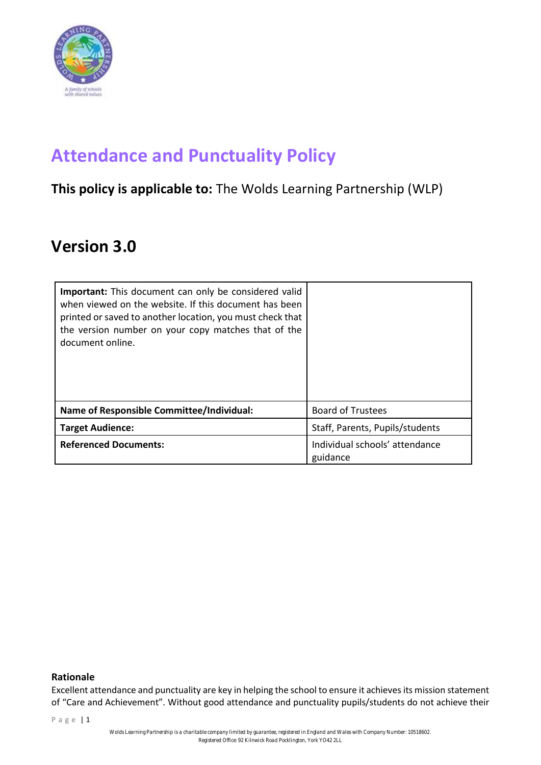# Attendance and Punctuality Policy

**This policy is applicable to:** The Wolds Learning Partnership (WLP)

## Version 3.0

| **Important:** This document can only be considered valid when viewed on the website. If this document has been printed or saved to another location, you must check that the version number on your copy matches that of the document online. | |
|---|---|
| **Name of Responsible Committee/Individual:** | Board of Trustees |
| **Target Audience:** | Staff, Parents, Pupils/students |
| **Referenced Documents:** | Individual schools' attendance guidance |

**Rationale**

Excellent attendance and punctuality are key in helping the school to ensure it achieves its mission statement of "Care and Achievement". Without good attendance and punctuality pupils/students do not achieve their

Wolds Learning Partnership is a charitable company limited by guarantee, registered in England and Wales with Company Number: 10518602. Registered Office: 92 Kilnwick Road Pocklington, York YO42 2LL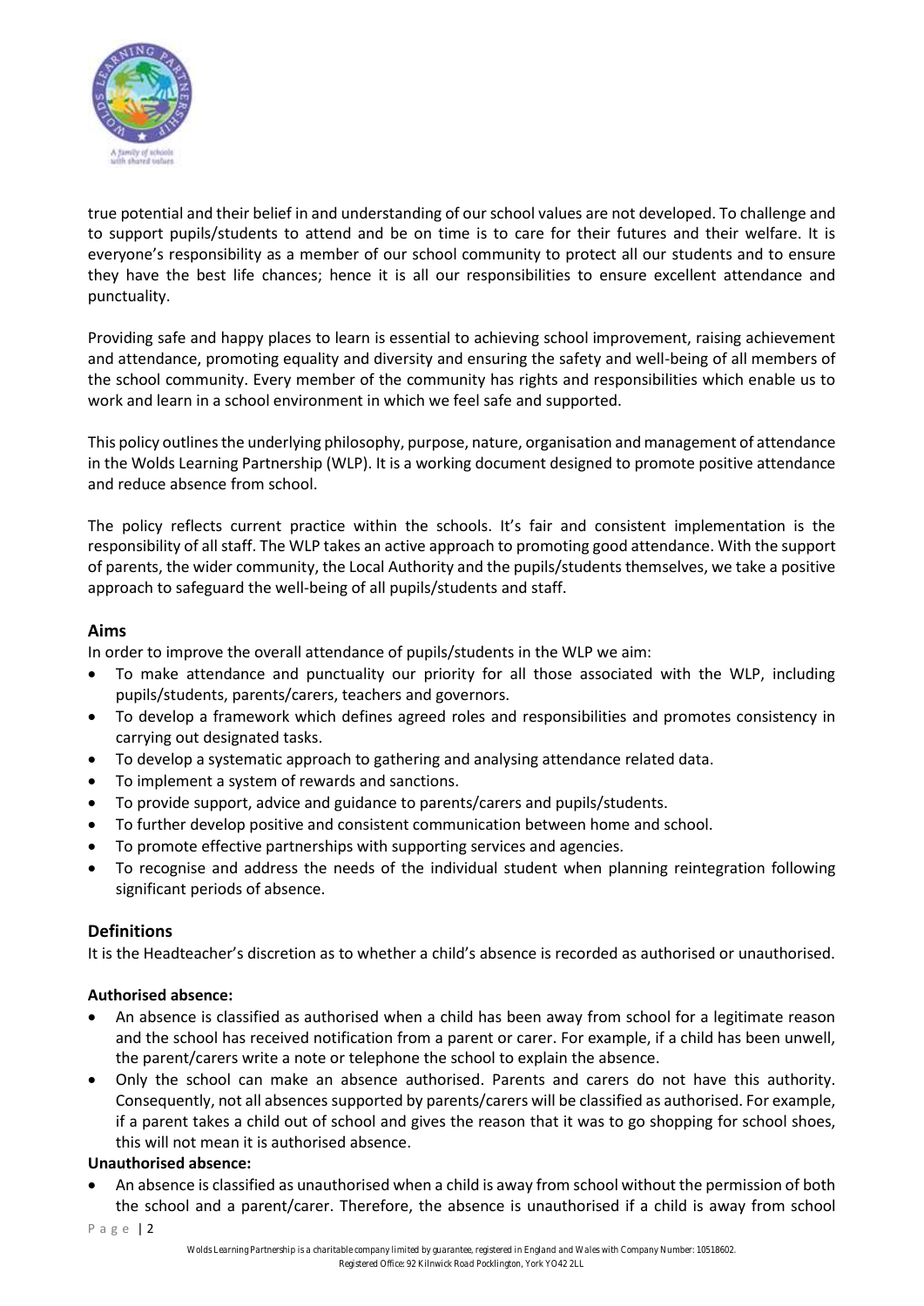true potential and their belief in and understanding of our school values are not developed. To challenge and to support pupils/students to attend and be on time is to care for their futures and their welfare. It is everyone's responsibility as a member of our school community to protect all our students and to ensure they have the best life chances; hence it is all our responsibilities to ensure excellent attendance and punctuality.

Providing safe and happy places to learn is essential to achieving school improvement, raising achievement and attendance, promoting equality and diversity and ensuring the safety and well-being of all members of the school community. Every member of the community has rights and responsibilities which enable us to work and learn in a school environment in which we feel safe and supported.

This policy outlines the underlying philosophy, purpose, nature, organisation and management of attendance in the Wolds Learning Partnership (WLP). It is a working document designed to promote positive attendance and reduce absence from school.

The policy reflects current practice within the schools. It's fair and consistent implementation is the responsibility of all staff. The WLP takes an active approach to promoting good attendance. With the support of parents, the wider community, the Local Authority and the pupils/students themselves, we take a positive approach to safeguard the well-being of all pupils/students and staff.

## Aims

In order to improve the overall attendance of pupils/students in the WLP we aim:

- To make attendance and punctuality our priority for all those associated with the WLP, including pupils/students, parents/carers, teachers and governors.
- To develop a framework which defines agreed roles and responsibilities and promotes consistency in carrying out designated tasks.
- To develop a systematic approach to gathering and analysing attendance related data.
- To implement a system of rewards and sanctions.
- To provide support, advice and guidance to parents/carers and pupils/students.
- To further develop positive and consistent communication between home and school.
- To promote effective partnerships with supporting services and agencies.
- To recognise and address the needs of the individual student when planning reintegration following significant periods of absence.

## Definitions

It is the Headteacher's discretion as to whether a child's absence is recorded as authorised or unauthorised.

**Authorised absence:**

- An absence is classified as authorised when a child has been away from school for a legitimate reason and the school has received notification from a parent or carer. For example, if a child has been unwell, the parent/carers write a note or telephone the school to explain the absence.
- Only the school can make an absence authorised. Parents and carers do not have this authority. Consequently, not all absences supported by parents/carers will be classified as authorised. For example, if a parent takes a child out of school and gives the reason that it was to go shopping for school shoes, this will not mean it is authorised absence.

**Unauthorised absence:**

- An absence is classified as unauthorised when a child is away from school without the permission of both the school and a parent/carer. Therefore, the absence is unauthorised if a child is away from school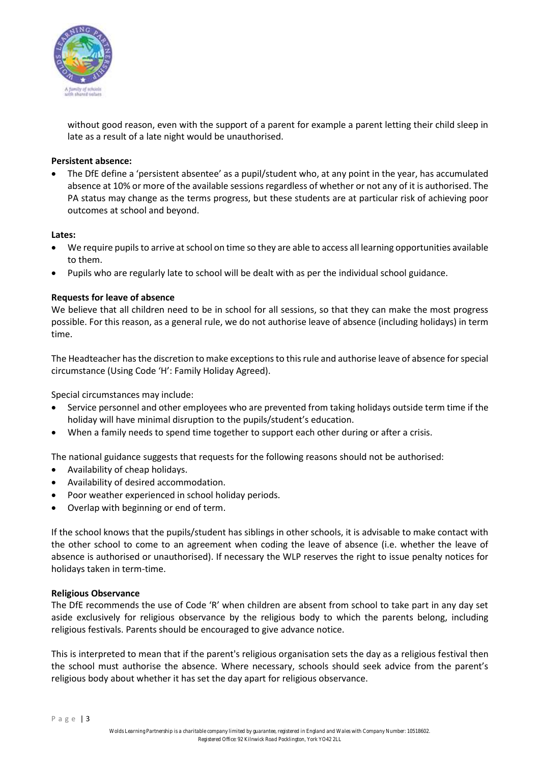without good reason, even with the support of a parent for example a parent letting their child sleep in late as a result of a late night would be unauthorised.

**Persistent absence:**

- The DfE define a 'persistent absentee' as a pupil/student who, at any point in the year, has accumulated absence at 10% or more of the available sessions regardless of whether or not any of it is authorised. The PA status may change as the terms progress, but these students are at particular risk of achieving poor outcomes at school and beyond.

**Lates:**

- We require pupils to arrive at school on time so they are able to access all learning opportunities available to them.
- Pupils who are regularly late to school will be dealt with as per the individual school guidance.

**Requests for leave of absence**

We believe that all children need to be in school for all sessions, so that they can make the most progress possible. For this reason, as a general rule, we do not authorise leave of absence (including holidays) in term time.

The Headteacher has the discretion to make exceptions to this rule and authorise leave of absence for special circumstance (Using Code 'H': Family Holiday Agreed).

Special circumstances may include:

- Service personnel and other employees who are prevented from taking holidays outside term time if the holiday will have minimal disruption to the pupils/student's education.
- When a family needs to spend time together to support each other during or after a crisis.

The national guidance suggests that requests for the following reasons should not be authorised:

- Availability of cheap holidays.
- Availability of desired accommodation.
- Poor weather experienced in school holiday periods.
- Overlap with beginning or end of term.

If the school knows that the pupils/student has siblings in other schools, it is advisable to make contact with the other school to come to an agreement when coding the leave of absence (i.e. whether the leave of absence is authorised or unauthorised). If necessary the WLP reserves the right to issue penalty notices for holidays taken in term-time.

**Religious Observance**

The DfE recommends the use of Code 'R' when children are absent from school to take part in any day set aside exclusively for religious observance by the religious body to which the parents belong, including religious festivals. Parents should be encouraged to give advance notice.

This is interpreted to mean that if the parent's religious organisation sets the day as a religious festival then the school must authorise the absence. Where necessary, schools should seek advice from the parent's religious body about whether it has set the day apart for religious observance.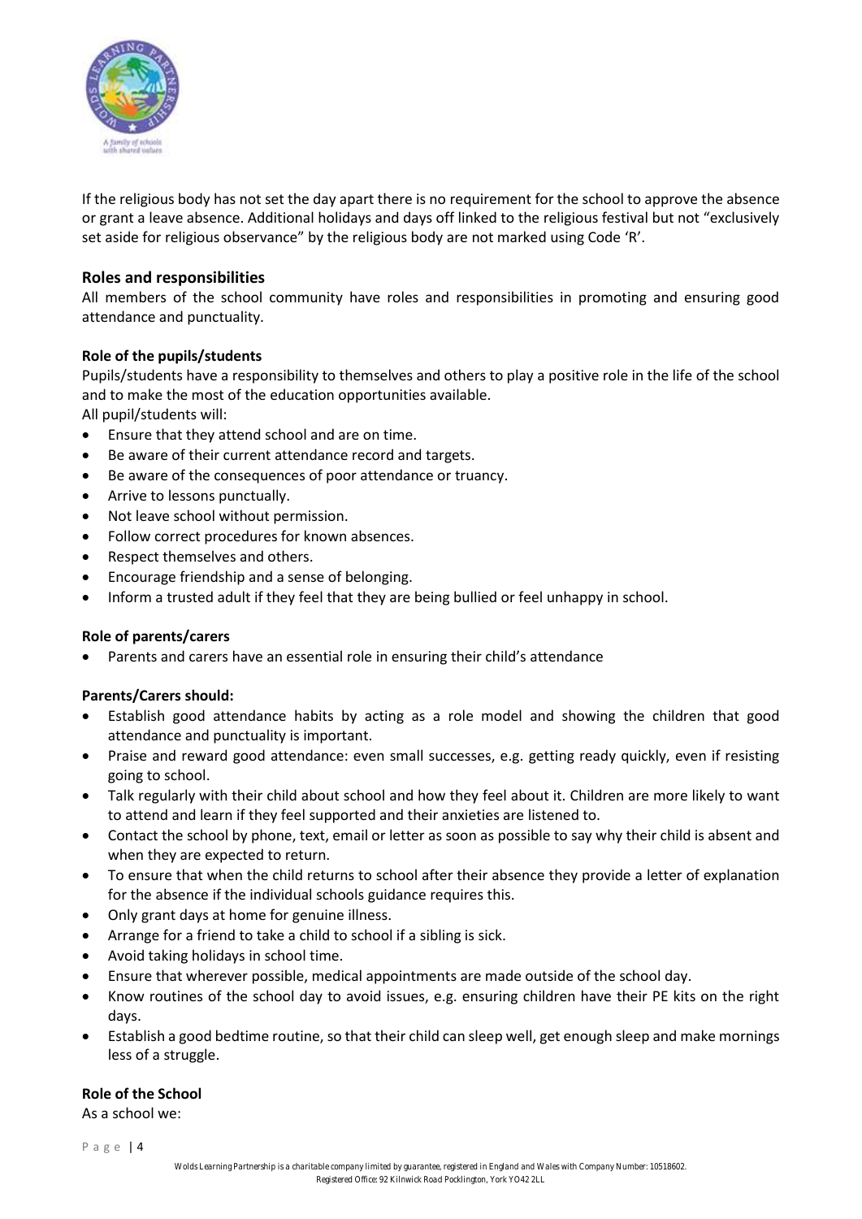If the religious body has not set the day apart there is no requirement for the school to approve the absence or grant a leave absence. Additional holidays and days off linked to the religious festival but not "exclusively set aside for religious observance" by the religious body are not marked using Code 'R'.

## Roles and responsibilities

All members of the school community have roles and responsibilities in promoting and ensuring good attendance and punctuality.

### Role of the pupils/students

Pupils/students have a responsibility to themselves and others to play a positive role in the life of the school and to make the most of the education opportunities available.

All pupil/students will:

- Ensure that they attend school and are on time.
- Be aware of their current attendance record and targets.
- Be aware of the consequences of poor attendance or truancy.
- Arrive to lessons punctually.
- Not leave school without permission.
- Follow correct procedures for known absences.
- Respect themselves and others.
- Encourage friendship and a sense of belonging.
- Inform a trusted adult if they feel that they are being bullied or feel unhappy in school.

### Role of parents/carers

- Parents and carers have an essential role in ensuring their child's attendance

**Parents/Carers should:**

- Establish good attendance habits by acting as a role model and showing the children that good attendance and punctuality is important.
- Praise and reward good attendance: even small successes, e.g. getting ready quickly, even if resisting going to school.
- Talk regularly with their child about school and how they feel about it. Children are more likely to want to attend and learn if they feel supported and their anxieties are listened to.
- Contact the school by phone, text, email or letter as soon as possible to say why their child is absent and when they are expected to return.
- To ensure that when the child returns to school after their absence they provide a letter of explanation for the absence if the individual schools guidance requires this.
- Only grant days at home for genuine illness.
- Arrange for a friend to take a child to school if a sibling is sick.
- Avoid taking holidays in school time.
- Ensure that wherever possible, medical appointments are made outside of the school day.
- Know routines of the school day to avoid issues, e.g. ensuring children have their PE kits on the right days.
- Establish a good bedtime routine, so that their child can sleep well, get enough sleep and make mornings less of a struggle.

### Role of the School

As a school we: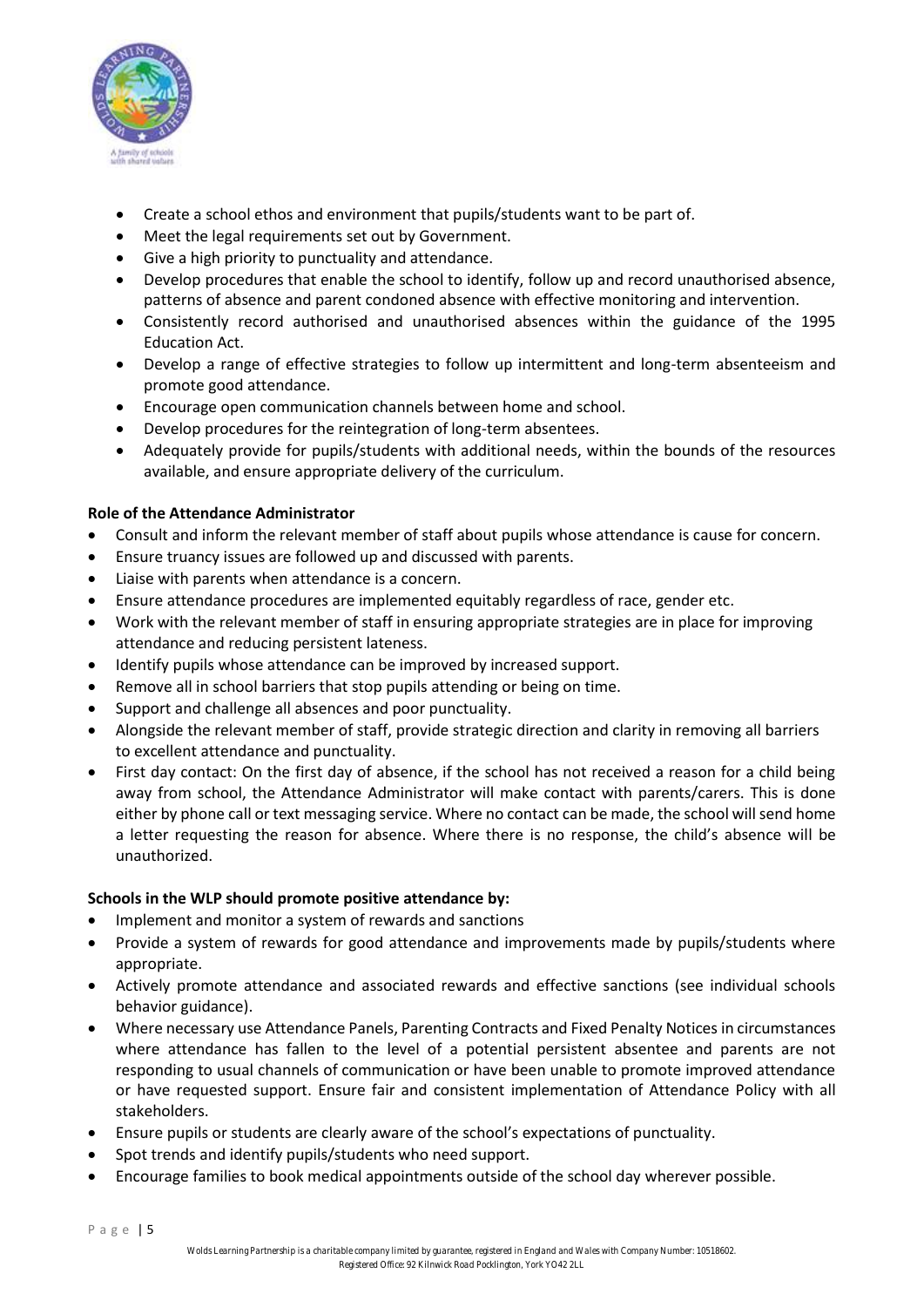- Create a school ethos and environment that pupils/students want to be part of.
- Meet the legal requirements set out by Government.
- Give a high priority to punctuality and attendance.
- Develop procedures that enable the school to identify, follow up and record unauthorised absence, patterns of absence and parent condoned absence with effective monitoring and intervention.
- Consistently record authorised and unauthorised absences within the guidance of the 1995 Education Act.
- Develop a range of effective strategies to follow up intermittent and long-term absenteeism and promote good attendance.
- Encourage open communication channels between home and school.
- Develop procedures for the reintegration of long-term absentees.
- Adequately provide for pupils/students with additional needs, within the bounds of the resources available, and ensure appropriate delivery of the curriculum.

**Role of the Attendance Administrator**

- Consult and inform the relevant member of staff about pupils whose attendance is cause for concern.
- Ensure truancy issues are followed up and discussed with parents.
- Liaise with parents when attendance is a concern.
- Ensure attendance procedures are implemented equitably regardless of race, gender etc.
- Work with the relevant member of staff in ensuring appropriate strategies are in place for improving attendance and reducing persistent lateness.
- Identify pupils whose attendance can be improved by increased support.
- Remove all in school barriers that stop pupils attending or being on time.
- Support and challenge all absences and poor punctuality.
- Alongside the relevant member of staff, provide strategic direction and clarity in removing all barriers to excellent attendance and punctuality.
- First day contact: On the first day of absence, if the school has not received a reason for a child being away from school, the Attendance Administrator will make contact with parents/carers. This is done either by phone call or text messaging service. Where no contact can be made, the school will send home a letter requesting the reason for absence. Where there is no response, the child's absence will be unauthorized.

**Schools in the WLP should promote positive attendance by:**

- Implement and monitor a system of rewards and sanctions
- Provide a system of rewards for good attendance and improvements made by pupils/students where appropriate.
- Actively promote attendance and associated rewards and effective sanctions (see individual schools behavior guidance).
- Where necessary use Attendance Panels, Parenting Contracts and Fixed Penalty Notices in circumstances where attendance has fallen to the level of a potential persistent absentee and parents are not responding to usual channels of communication or have been unable to promote improved attendance or have requested support. Ensure fair and consistent implementation of Attendance Policy with all stakeholders.
- Ensure pupils or students are clearly aware of the school's expectations of punctuality.
- Spot trends and identify pupils/students who need support.
- Encourage families to book medical appointments outside of the school day wherever possible.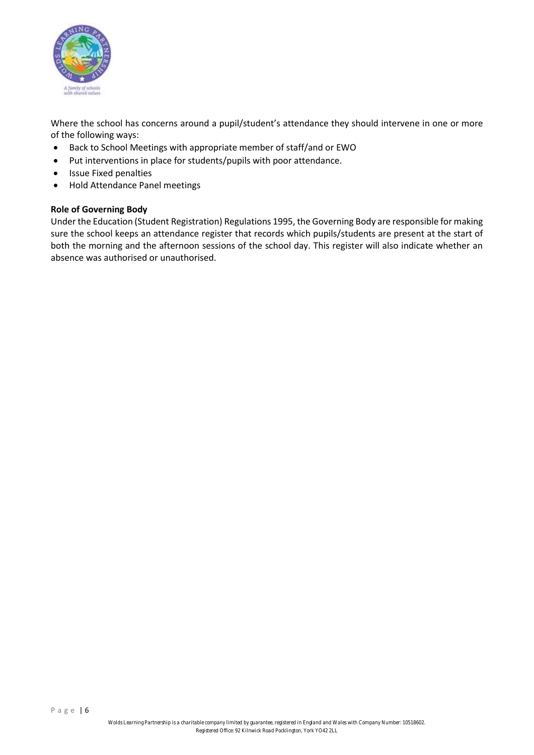Where the school has concerns around a pupil/student's attendance they should intervene in one or more of the following ways:

- Back to School Meetings with appropriate member of staff/and or EWO
- Put interventions in place for students/pupils with poor attendance.
- Issue Fixed penalties
- Hold Attendance Panel meetings

**Role of Governing Body**

Under the Education (Student Registration) Regulations 1995, the Governing Body are responsible for making sure the school keeps an attendance register that records which pupils/students are present at the start of both the morning and the afternoon sessions of the school day. This register will also indicate whether an absence was authorised or unauthorised.